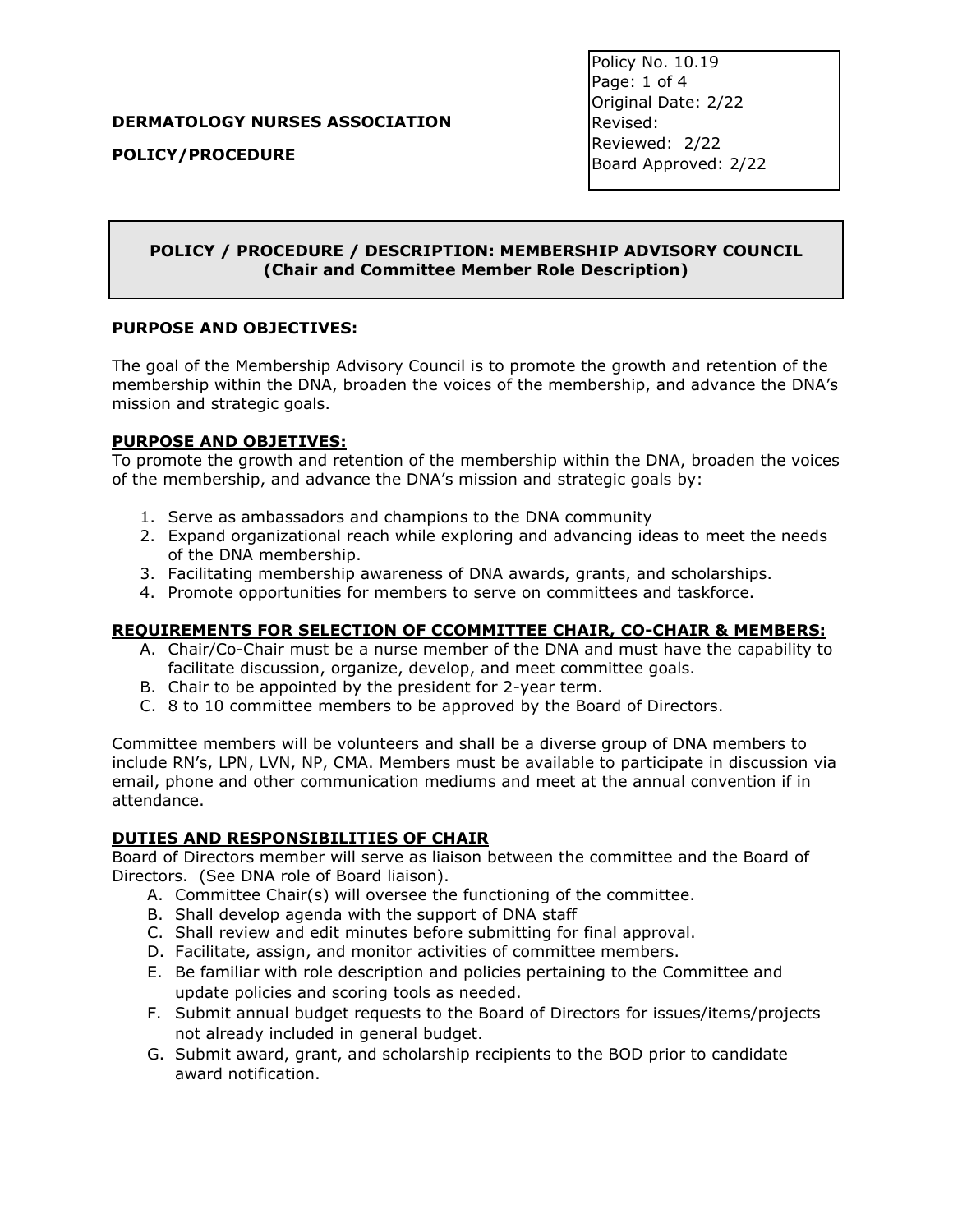**DERMATOLOGY NURSES ASSOCIATION**

**POLICY/PROCEDURE**

| Policy No. 10.19 |
|---|
| Page: 1 of 4 |
| Original Date: 2/22 |
| Revised: |
| Reviewed: 2/22 |
| Board Approved: 2/22 |

## POLICY / PROCEDURE / DESCRIPTION: MEMBERSHIP ADVISORY COUNCIL (Chair and Committee Member Role Description)

### PURPOSE AND OBJECTIVES:

The goal of the Membership Advisory Council is to promote the growth and retention of the membership within the DNA, broaden the voices of the membership, and advance the DNA's mission and strategic goals.

### PURPOSE AND OBJETIVES:

To promote the growth and retention of the membership within the DNA, broaden the voices of the membership, and advance the DNA's mission and strategic goals by:

1. Serve as ambassadors and champions to the DNA community
2. Expand organizational reach while exploring and advancing ideas to meet the needs of the DNA membership.
3. Facilitating membership awareness of DNA awards, grants, and scholarships.
4. Promote opportunities for members to serve on committees and taskforce.

### REQUIREMENTS FOR SELECTION OF CCOMMITTEE CHAIR, CO-CHAIR & MEMBERS:

A. Chair/Co-Chair must be a nurse member of the DNA and must have the capability to facilitate discussion, organize, develop, and meet committee goals.
B. Chair to be appointed by the president for 2-year term.
C. 8 to 10 committee members to be approved by the Board of Directors.

Committee members will be volunteers and shall be a diverse group of DNA members to include RN's, LPN, LVN, NP, CMA. Members must be available to participate in discussion via email, phone and other communication mediums and meet at the annual convention if in attendance.

### DUTIES AND RESPONSIBILITIES OF CHAIR

Board of Directors member will serve as liaison between the committee and the Board of Directors. (See DNA role of Board liaison).

A. Committee Chair(s) will oversee the functioning of the committee.
B. Shall develop agenda with the support of DNA staff
C. Shall review and edit minutes before submitting for final approval.
D. Facilitate, assign, and monitor activities of committee members.
E. Be familiar with role description and policies pertaining to the Committee and update policies and scoring tools as needed.
F. Submit annual budget requests to the Board of Directors for issues/items/projects not already included in general budget.
G. Submit award, grant, and scholarship recipients to the BOD prior to candidate award notification.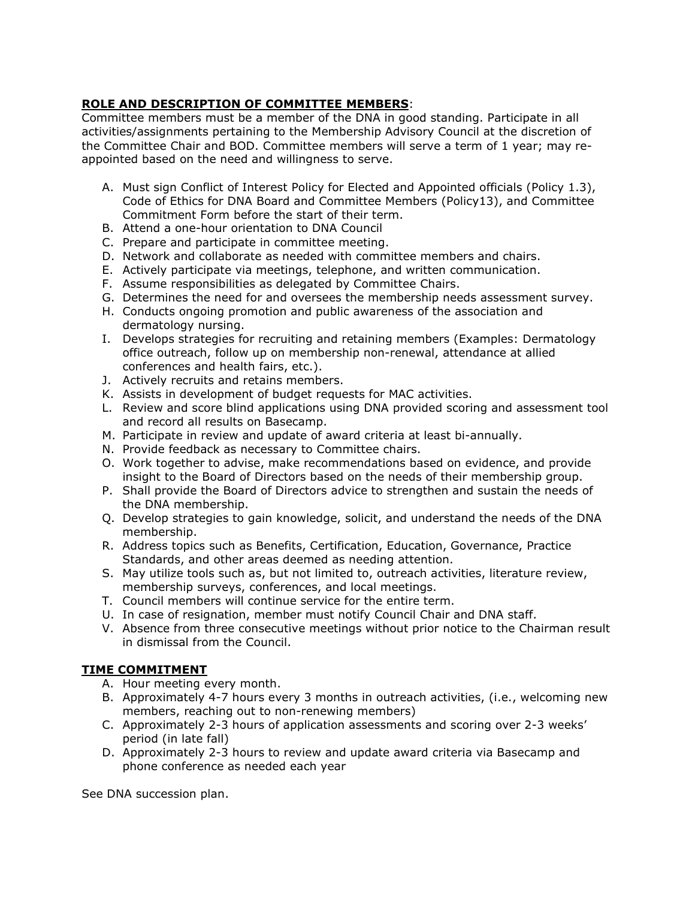**ROLE AND DESCRIPTION OF COMMITTEE MEMBERS**:

Committee members must be a member of the DNA in good standing. Participate in all activities/assignments pertaining to the Membership Advisory Council at the discretion of the Committee Chair and BOD. Committee members will serve a term of 1 year; may re-appointed based on the need and willingness to serve.

A. Must sign Conflict of Interest Policy for Elected and Appointed officials (Policy 1.3), Code of Ethics for DNA Board and Committee Members (Policy13), and Committee Commitment Form before the start of their term.
B. Attend a one-hour orientation to DNA Council
C. Prepare and participate in committee meeting.
D. Network and collaborate as needed with committee members and chairs.
E. Actively participate via meetings, telephone, and written communication.
F. Assume responsibilities as delegated by Committee Chairs.
G. Determines the need for and oversees the membership needs assessment survey.
H. Conducts ongoing promotion and public awareness of the association and dermatology nursing.
I. Develops strategies for recruiting and retaining members (Examples: Dermatology office outreach, follow up on membership non-renewal, attendance at allied conferences and health fairs, etc.).
J. Actively recruits and retains members.
K. Assists in development of budget requests for MAC activities.
L. Review and score blind applications using DNA provided scoring and assessment tool and record all results on Basecamp.
M. Participate in review and update of award criteria at least bi-annually.
N. Provide feedback as necessary to Committee chairs.
O. Work together to advise, make recommendations based on evidence, and provide insight to the Board of Directors based on the needs of their membership group.
P. Shall provide the Board of Directors advice to strengthen and sustain the needs of the DNA membership.
Q. Develop strategies to gain knowledge, solicit, and understand the needs of the DNA membership.
R. Address topics such as Benefits, Certification, Education, Governance, Practice Standards, and other areas deemed as needing attention.
S. May utilize tools such as, but not limited to, outreach activities, literature review, membership surveys, conferences, and local meetings.
T. Council members will continue service for the entire term.
U. In case of resignation, member must notify Council Chair and DNA staff.
V. Absence from three consecutive meetings without prior notice to the Chairman result in dismissal from the Council.

**TIME COMMITMENT**

A. Hour meeting every month.
B. Approximately 4-7 hours every 3 months in outreach activities, (i.e., welcoming new members, reaching out to non-renewing members)
C. Approximately 2-3 hours of application assessments and scoring over 2-3 weeks' period (in late fall)
D. Approximately 2-3 hours to review and update award criteria via Basecamp and phone conference as needed each year

See DNA succession plan.